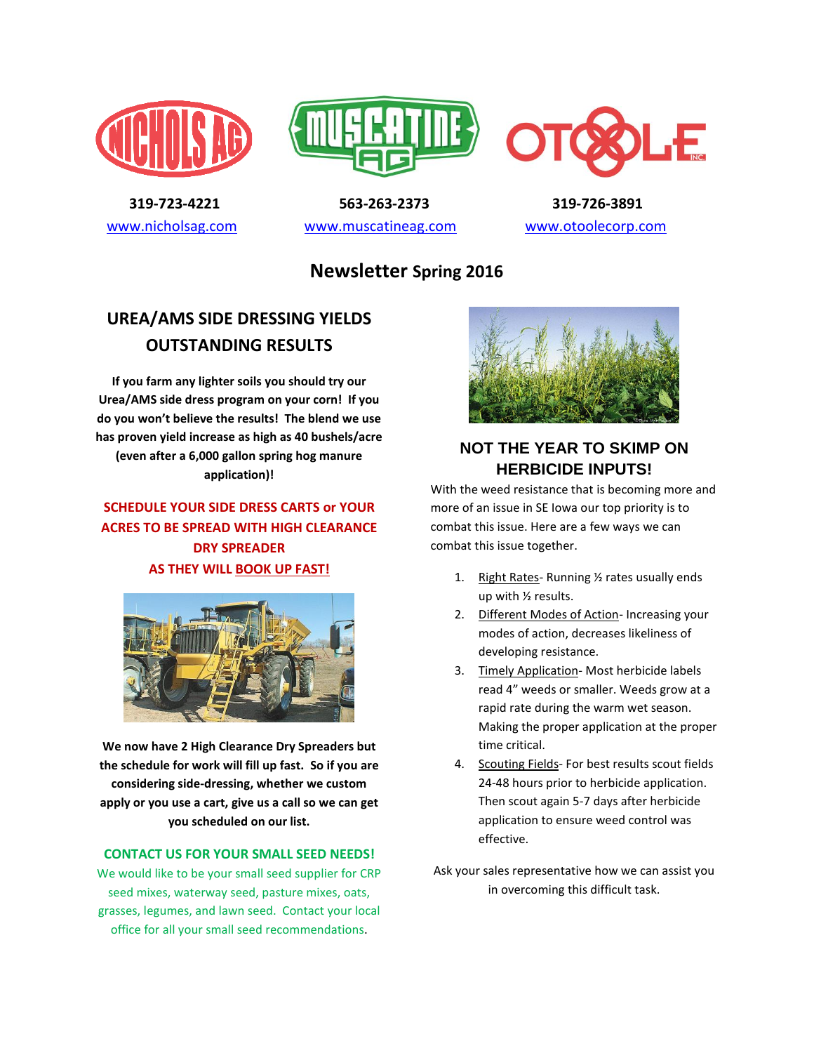319-723-4221
www.nicholsag.com

563-263-2373
www.muscatineag.com

319-726-3891
www.otoolecorp.com

# Newsletter Spring 2016

## UREA/AMS SIDE DRESSING YIELDS OUTSTANDING RESULTS

**If you farm any lighter soils you should try our Urea/AMS side dress program on your corn! If you do you won't believe the results! The blend we use has proven yield increase as high as 40 bushels/acre (even after a 6,000 gallon spring hog manure application)!**

**SCHEDULE YOUR SIDE DRESS CARTS or YOUR ACRES TO BE SPREAD WITH HIGH CLEARANCE DRY SPREADER AS THEY WILL BOOK UP FAST!**

**We now have 2 High Clearance Dry Spreaders but the schedule for work will fill up fast. So if you are considering side-dressing, whether we custom apply or you use a cart, give us a call so we can get you scheduled on our list.**

**CONTACT US FOR YOUR SMALL SEED NEEDS!**

We would like to be your small seed supplier for CRP seed mixes, waterway seed, pasture mixes, oats, grasses, legumes, and lawn seed. Contact your local office for all your small seed recommendations.

## NOT THE YEAR TO SKIMP ON HERBICIDE INPUTS!

With the weed resistance that is becoming more and more of an issue in SE Iowa our top priority is to combat this issue. Here are a few ways we can combat this issue together.

1. Right Rates- Running ½ rates usually ends up with ½ results.
2. Different Modes of Action- Increasing your modes of action, decreases likeliness of developing resistance.
3. Timely Application- Most herbicide labels read 4" weeds or smaller. Weeds grow at a rapid rate during the warm wet season. Making the proper application at the proper time critical.
4. Scouting Fields- For best results scout fields 24-48 hours prior to herbicide application. Then scout again 5-7 days after herbicide application to ensure weed control was effective.

Ask your sales representative how we can assist you in overcoming this difficult task.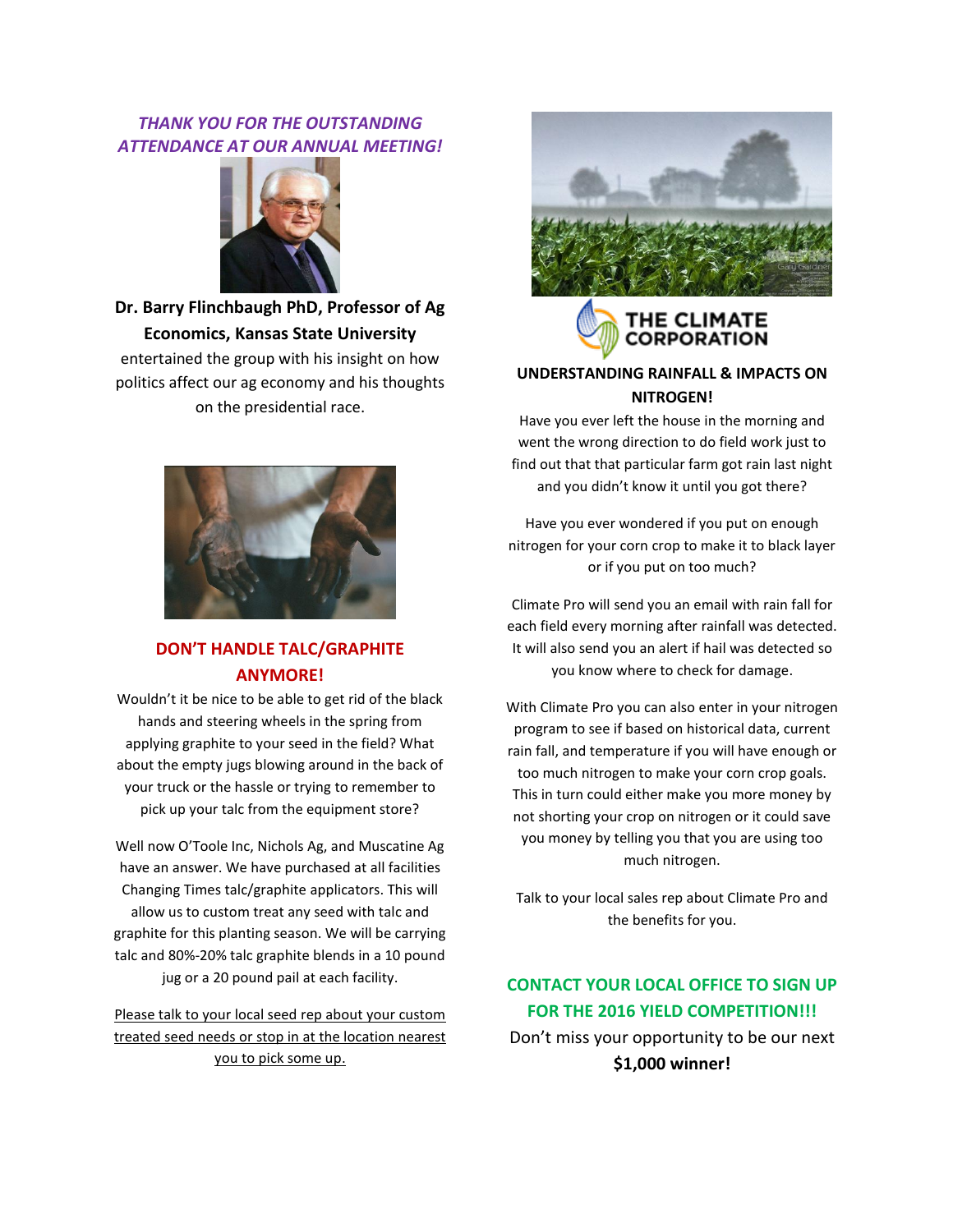*THANK YOU FOR THE OUTSTANDING ATTENDANCE AT OUR ANNUAL MEETING!*

**Dr. Barry Flinchbaugh PhD, Professor of Ag Economics, Kansas State University** entertained the group with his insight on how politics affect our ag economy and his thoughts on the presidential race.

## DON'T HANDLE TALC/GRAPHITE ANYMORE!

Wouldn't it be nice to be able to get rid of the black hands and steering wheels in the spring from applying graphite to your seed in the field? What about the empty jugs blowing around in the back of your truck or the hassle or trying to remember to pick up your talc from the equipment store?

Well now O'Toole Inc, Nichols Ag, and Muscatine Ag have an answer. We have purchased at all facilities Changing Times talc/graphite applicators. This will allow us to custom treat any seed with talc and graphite for this planting season. We will be carrying talc and 80%-20% talc graphite blends in a 10 pound jug or a 20 pound pail at each facility.

Please talk to your local seed rep about your custom treated seed needs or stop in at the location nearest you to pick some up.

THE CLIMATE CORPORATION

## UNDERSTANDING RAINFALL & IMPACTS ON NITROGEN!

Have you ever left the house in the morning and went the wrong direction to do field work just to find out that that particular farm got rain last night and you didn't know it until you got there?

Have you ever wondered if you put on enough nitrogen for your corn crop to make it to black layer or if you put on too much?

Climate Pro will send you an email with rain fall for each field every morning after rainfall was detected. It will also send you an alert if hail was detected so you know where to check for damage.

With Climate Pro you can also enter in your nitrogen program to see if based on historical data, current rain fall, and temperature if you will have enough or too much nitrogen to make your corn crop goals. This in turn could either make you more money by not shorting your crop on nitrogen or it could save you money by telling you that you are using too much nitrogen.

Talk to your local sales rep about Climate Pro and the benefits for you.

## CONTACT YOUR LOCAL OFFICE TO SIGN UP FOR THE 2016 YIELD COMPETITION!!!

Don't miss your opportunity to be our next **$1,000 winner!**